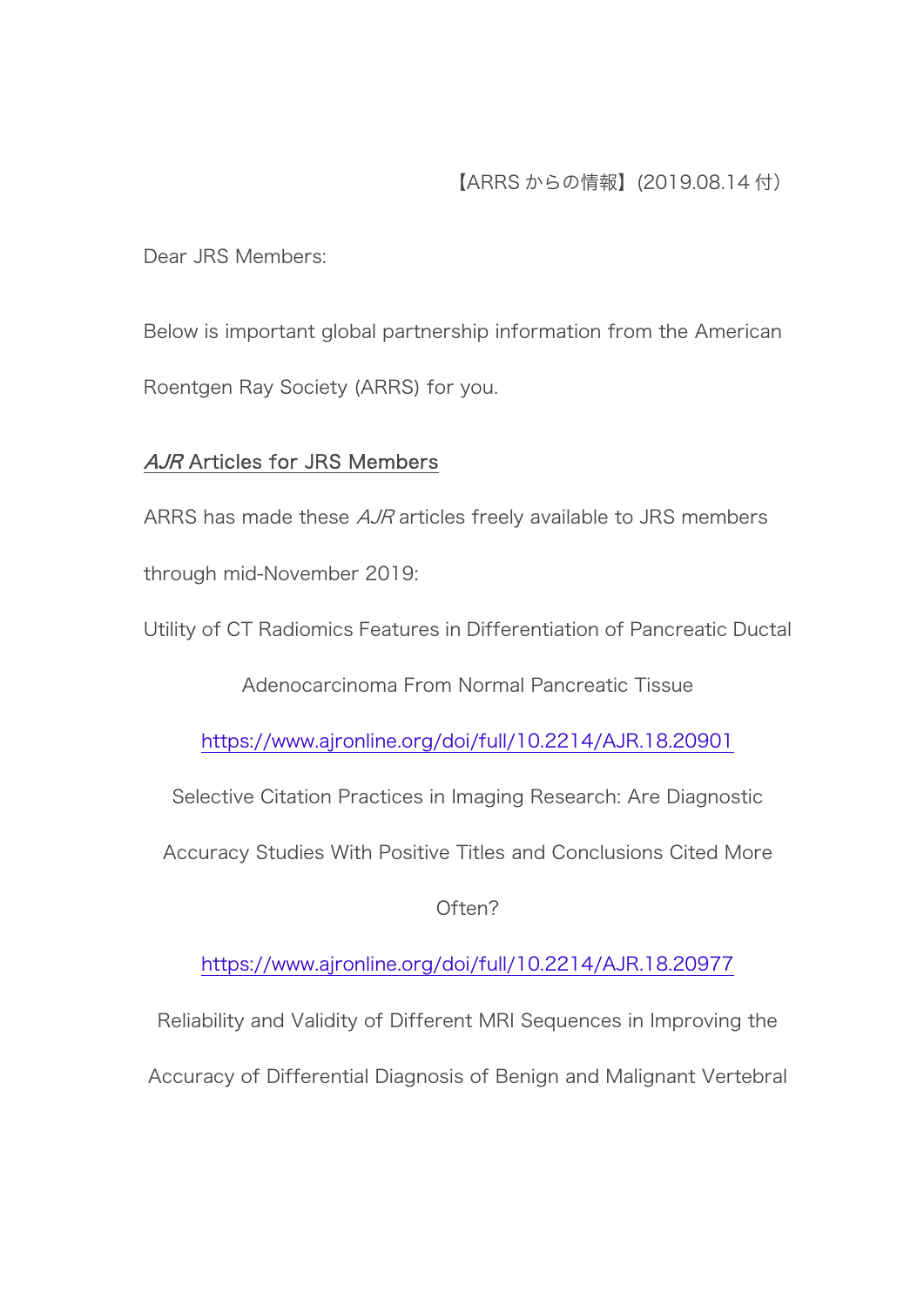【ARRS からの情報】(2019.08.14 付)

Dear JRS Members:

Below is important global partnership information from the American Roentgen Ray Society (ARRS) for you.

## *AJR* Articles for JRS Members

ARRS has made these *AJR* articles freely available to JRS members through mid-November 2019:

Utility of CT Radiomics Features in Differentiation of Pancreatic Ductal Adenocarcinoma From Normal Pancreatic Tissue

https://www.ajronline.org/doi/full/10.2214/AJR.18.20901

Selective Citation Practices in Imaging Research: Are Diagnostic Accuracy Studies With Positive Titles and Conclusions Cited More Often?

https://www.ajronline.org/doi/full/10.2214/AJR.18.20977

Reliability and Validity of Different MRI Sequences in Improving the Accuracy of Differential Diagnosis of Benign and Malignant Vertebral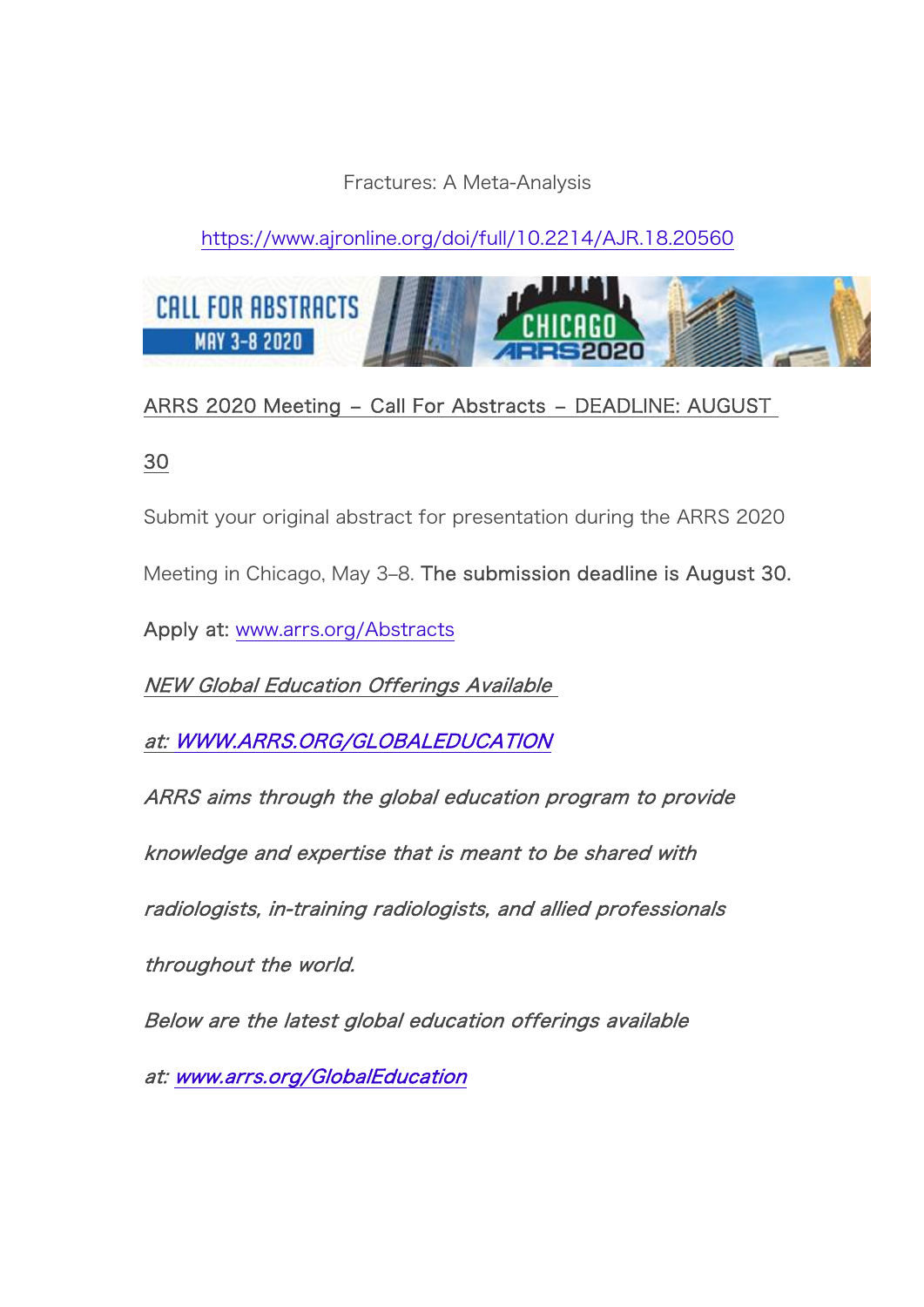Fractures: A Meta-Analysis

https://www.ajronline.org/doi/full/10.2214/AJR.18.20560

ARRS 2020 Meeting – Call For Abstracts – DEADLINE: AUGUST 30

Submit your original abstract for presentation during the ARRS 2020 Meeting in Chicago, May 3–8. The submission deadline is August 30.

Apply at: www.arrs.org/Abstracts

*NEW Global Education Offerings Available at: WWW.ARRS.ORG/GLOBALEDUCATION*

*ARRS aims through the global education program to provide knowledge and expertise that is meant to be shared with radiologists, in-training radiologists, and allied professionals throughout the world.*

*Below are the latest global education offerings available at: www.arrs.org/GlobalEducation*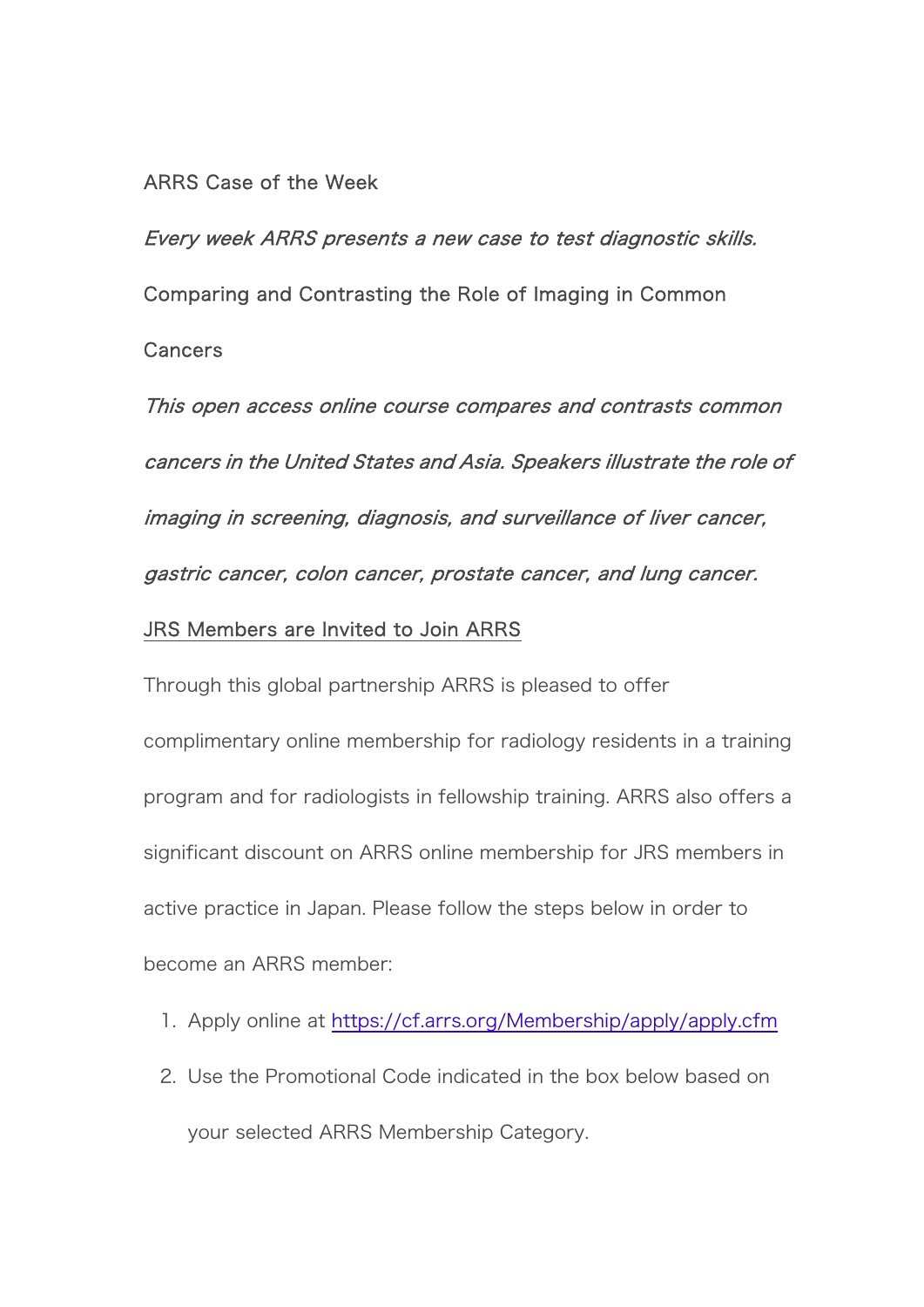ARRS Case of the Week

*Every week ARRS presents a new case to test diagnostic skills.*

Comparing and Contrasting the Role of Imaging in Common Cancers

*This open access online course compares and contrasts common cancers in the United States and Asia. Speakers illustrate the role of imaging in screening, diagnosis, and surveillance of liver cancer, gastric cancer, colon cancer, prostate cancer, and lung cancer.*

JRS Members are Invited to Join ARRS

Through this global partnership ARRS is pleased to offer complimentary online membership for radiology residents in a training program and for radiologists in fellowship training. ARRS also offers a significant discount on ARRS online membership for JRS members in active practice in Japan. Please follow the steps below in order to become an ARRS member:

1. Apply online at https://cf.arrs.org/Membership/apply/apply.cfm
2. Use the Promotional Code indicated in the box below based on your selected ARRS Membership Category.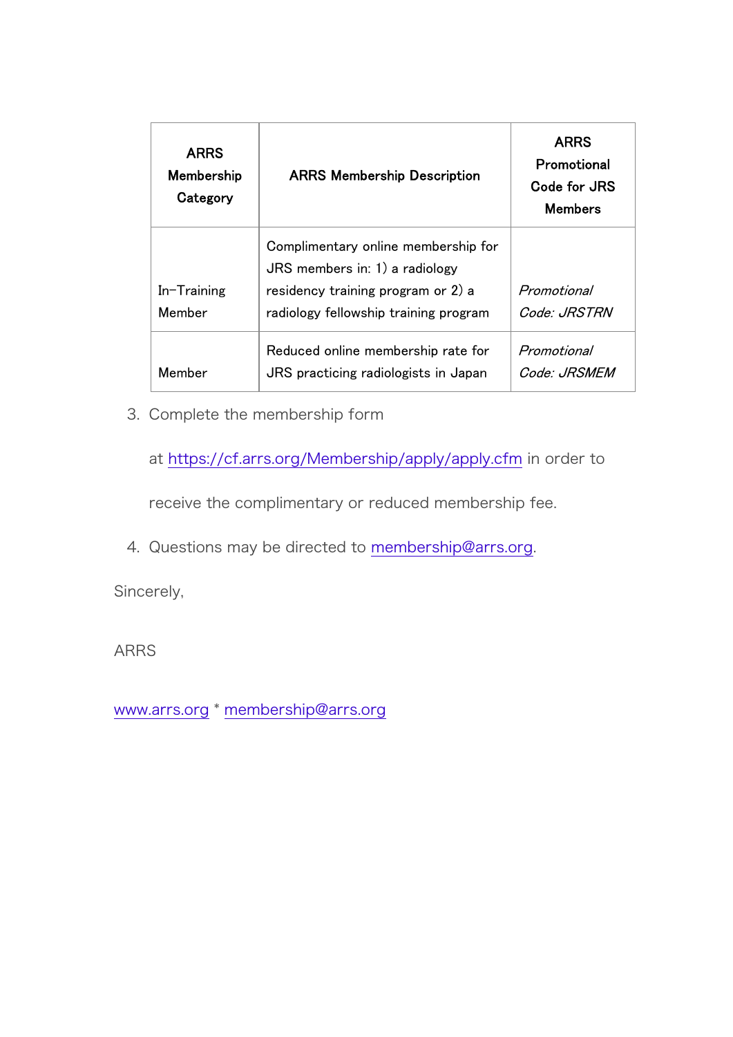| ARRS Membership Category | ARRS Membership Description | ARRS Promotional Code for JRS Members |
| --- | --- | --- |
| In-Training Member | Complimentary online membership for JRS members in: 1) a radiology residency training program or 2) a radiology fellowship training program | *Promotional Code: JRSTRN* |
| Member | Reduced online membership rate for JRS practicing radiologists in Japan | *Promotional Code: JRSMEM* |

3. Complete the membership form at https://cf.arrs.org/Membership/apply/apply.cfm in order to receive the complimentary or reduced membership fee.
4. Questions may be directed to membership@arrs.org.

Sincerely,

ARRS

www.arrs.org * membership@arrs.org